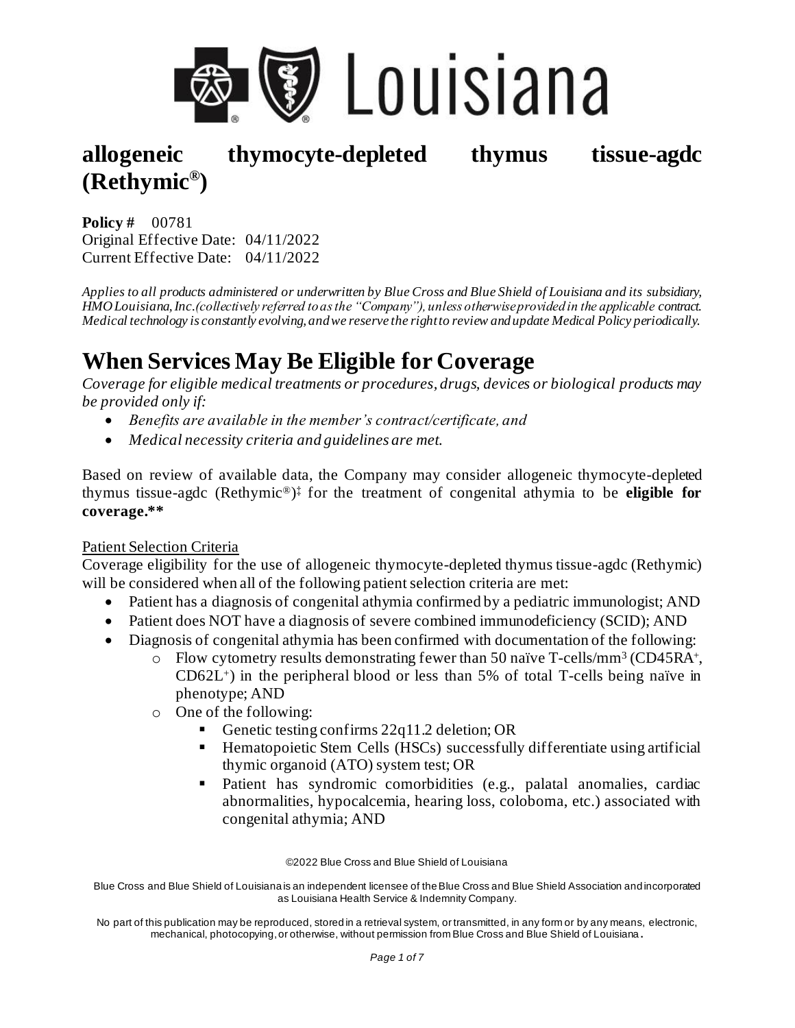# allogeneic thymocyte-depleted thymus tissue-agdc (Rethymic®)

**Policy #** 00781
Original Effective Date: 04/11/2022
Current Effective Date: 04/11/2022

*Applies to all products administered or underwritten by Blue Cross and Blue Shield of Louisiana and its subsidiary, HMO Louisiana, Inc.(collectively referred to as the "Company"), unless otherwise provided in the applicable contract. Medical technology is constantly evolving, and we reserve the right to review and update Medical Policy periodically.*

## When Services May Be Eligible for Coverage

*Coverage for eligible medical treatments or procedures, drugs, devices or biological products may be provided only if:*

- *Benefits are available in the member's contract/certificate, and*
- *Medical necessity criteria and guidelines are met.*

Based on review of available data, the Company may consider allogeneic thymocyte-depleted thymus tissue-agdc (Rethymic®)‡ for the treatment of congenital athymia to be **eligible for coverage.****

Patient Selection Criteria

Coverage eligibility for the use of allogeneic thymocyte-depleted thymus tissue-agdc (Rethymic) will be considered when all of the following patient selection criteria are met:

- Patient has a diagnosis of congenital athymia confirmed by a pediatric immunologist; AND
- Patient does NOT have a diagnosis of severe combined immunodeficiency (SCID); AND
- Diagnosis of congenital athymia has been confirmed with documentation of the following:
  - Flow cytometry results demonstrating fewer than 50 naïve T-cells/mm³ ($CD45RA^+$, $CD62L^+$) in the peripheral blood or less than 5% of total T-cells being naïve in phenotype; AND
  - One of the following:
    - Genetic testing confirms 22q11.2 deletion; OR
    - Hematopoietic Stem Cells (HSCs) successfully differentiate using artificial thymic organoid (ATO) system test; OR
    - Patient has syndromic comorbidities (e.g., palatal anomalies, cardiac abnormalities, hypocalcemia, hearing loss, coloboma, etc.) associated with congenital athymia; AND

©2022 Blue Cross and Blue Shield of Louisiana

Blue Cross and Blue Shield of Louisiana is an independent licensee of the Blue Cross and Blue Shield Association and incorporated as Louisiana Health Service & Indemnity Company.

No part of this publication may be reproduced, stored in a retrieval system, or transmitted, in any form or by any means, electronic, mechanical, photocopying, or otherwise, without permission from Blue Cross and Blue Shield of Louisiana.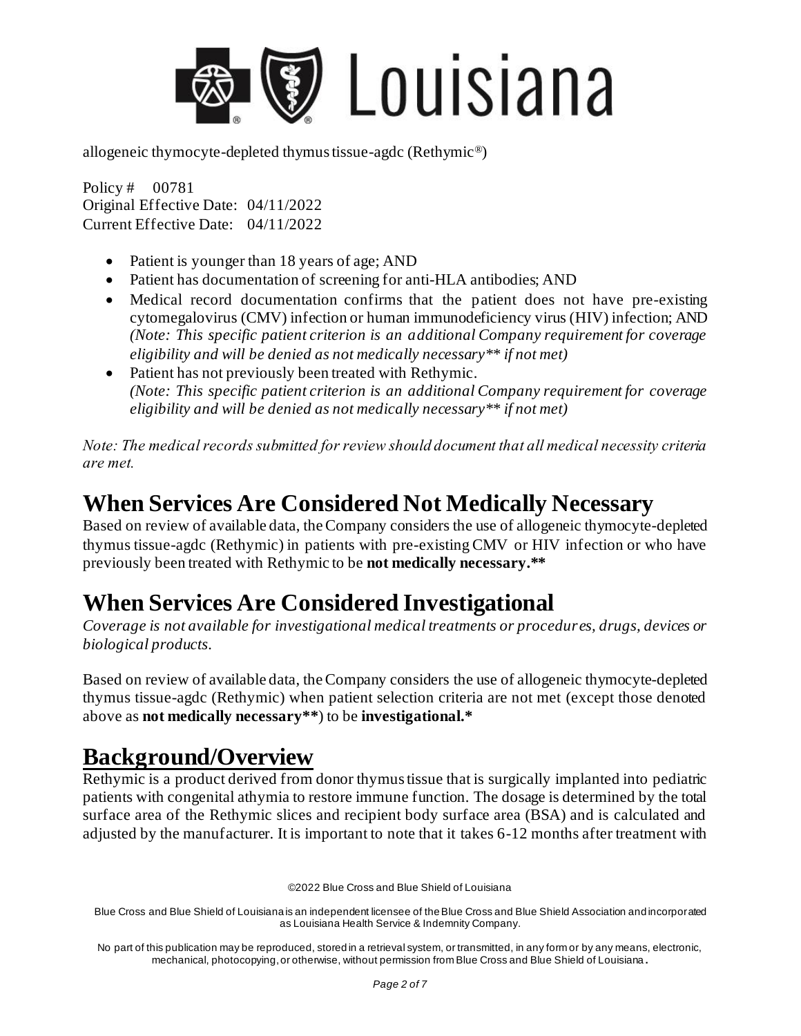allogeneic thymocyte-depleted thymus tissue-agdc (Rethymic®)

Policy # 00781
Original Effective Date: 04/11/2022
Current Effective Date: 04/11/2022

- Patient is younger than 18 years of age; AND
- Patient has documentation of screening for anti-HLA antibodies; AND
- Medical record documentation confirms that the patient does not have pre-existing cytomegalovirus (CMV) infection or human immunodeficiency virus (HIV) infection; AND
  *(Note: This specific patient criterion is an additional Company requirement for coverage eligibility and will be denied as not medically necessary** if not met)*
- Patient has not previously been treated with Rethymic.
  *(Note: This specific patient criterion is an additional Company requirement for coverage eligibility and will be denied as not medically necessary** if not met)*

*Note: The medical records submitted for review should document that all medical necessity criteria are met.*

# When Services Are Considered Not Medically Necessary

Based on review of available data, the Company considers the use of allogeneic thymocyte-depleted thymus tissue-agdc (Rethymic) in patients with pre-existing CMV or HIV infection or who have previously been treated with Rethymic to be **not medically necessary.****

# When Services Are Considered Investigational

*Coverage is not available for investigational medical treatments or procedures, drugs, devices or biological products.*

Based on review of available data, the Company considers the use of allogeneic thymocyte-depleted thymus tissue-agdc (Rethymic) when patient selection criteria are not met (except those denoted above as **not medically necessary****) to be **investigational.***

# Background/Overview

Rethymic is a product derived from donor thymus tissue that is surgically implanted into pediatric patients with congenital athymia to restore immune function. The dosage is determined by the total surface area of the Rethymic slices and recipient body surface area (BSA) and is calculated and adjusted by the manufacturer. It is important to note that it takes 6-12 months after treatment with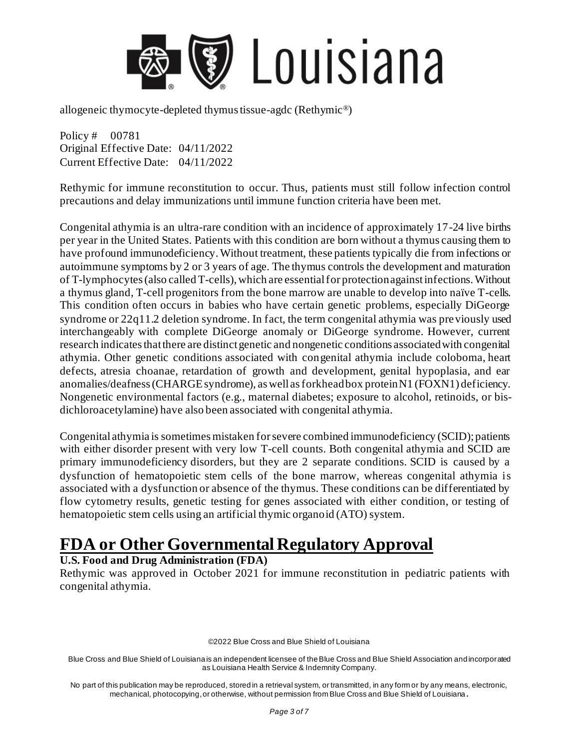Rethymic for immune reconstitution to occur. Thus, patients must still follow infection control precautions and delay immunizations until immune function criteria have been met.

Congenital athymia is an ultra-rare condition with an incidence of approximately 17-24 live births per year in the United States. Patients with this condition are born without a thymus causing them to have profound immunodeficiency. Without treatment, these patients typically die from infections or autoimmune symptoms by 2 or 3 years of age. The thymus controls the development and maturation of T-lymphocytes (also called T-cells), which are essential for protection against infections. Without a thymus gland, T-cell progenitors from the bone marrow are unable to develop into naïve T-cells. This condition often occurs in babies who have certain genetic problems, especially DiGeorge syndrome or 22q11.2 deletion syndrome. In fact, the term congenital athymia was previously used interchangeably with complete DiGeorge anomaly or DiGeorge syndrome. However, current research indicates that there are distinct genetic and nongenetic conditions associated with congenital athymia. Other genetic conditions associated with congenital athymia include coloboma, heart defects, atresia choanae, retardation of growth and development, genital hypoplasia, and ear anomalies/deafness (CHARGE syndrome), as well as forkhead box protein N1 (FOXN1) deficiency. Nongenetic environmental factors (e.g., maternal diabetes; exposure to alcohol, retinoids, or bis-dichloroacetylamine) have also been associated with congenital athymia.

Congenital athymia is sometimes mistaken for severe combined immunodeficiency (SCID); patients with either disorder present with very low T-cell counts. Both congenital athymia and SCID are primary immunodeficiency disorders, but they are 2 separate conditions. SCID is caused by a dysfunction of hematopoietic stem cells of the bone marrow, whereas congenital athymia is associated with a dysfunction or absence of the thymus. These conditions can be differentiated by flow cytometry results, genetic testing for genes associated with either condition, or testing of hematopoietic stem cells using an artificial thymic organoid (ATO) system.

# FDA or Other Governmental Regulatory Approval

**U.S. Food and Drug Administration (FDA)**

Rethymic was approved in October 2021 for immune reconstitution in pediatric patients with congenital athymia.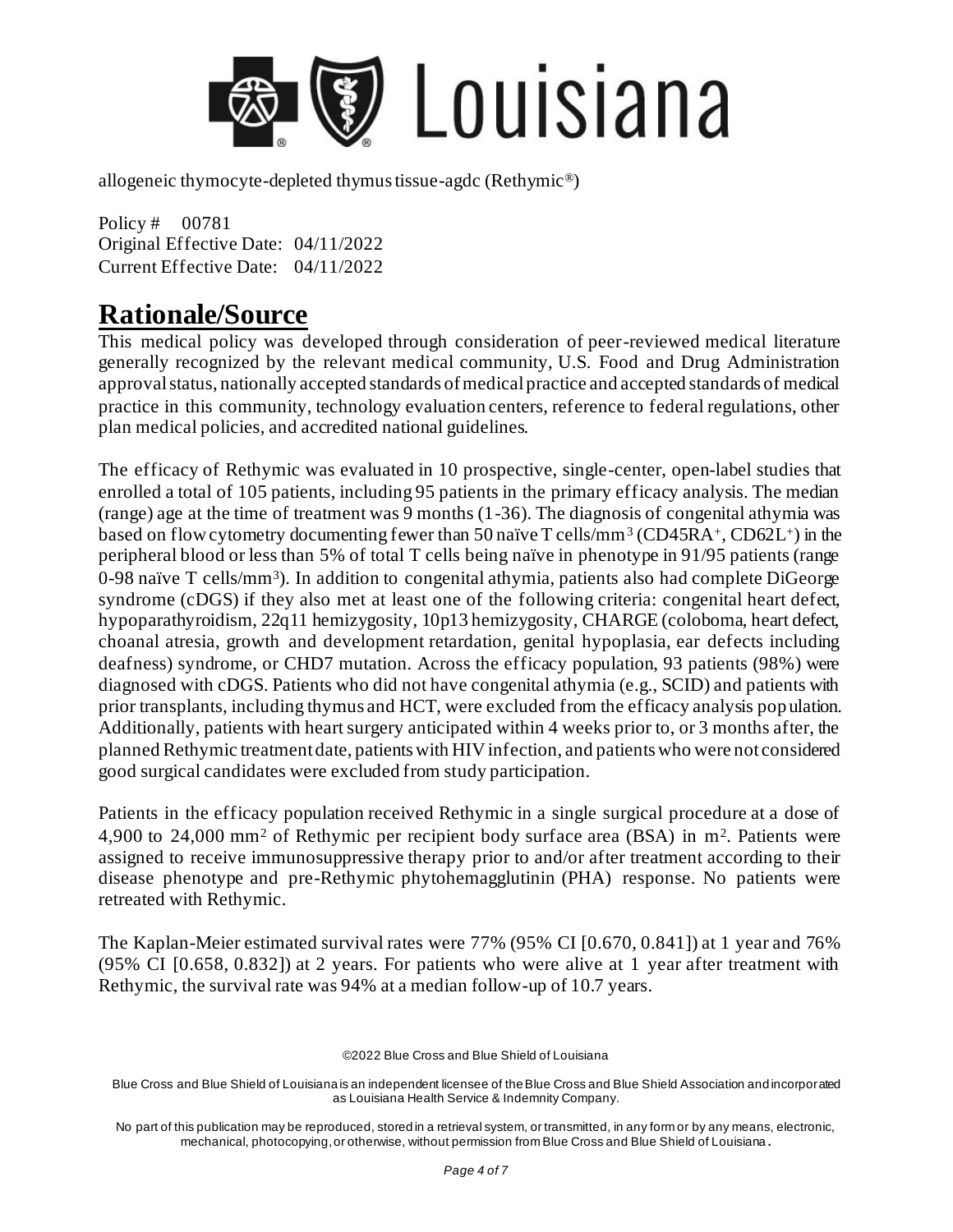allogeneic thymocyte-depleted thymus tissue-agdc (Rethymic®)

Policy # 00781
Original Effective Date: 04/11/2022
Current Effective Date: 04/11/2022

## Rationale/Source

This medical policy was developed through consideration of peer-reviewed medical literature generally recognized by the relevant medical community, U.S. Food and Drug Administration approval status, nationally accepted standards of medical practice and accepted standards of medical practice in this community, technology evaluation centers, reference to federal regulations, other plan medical policies, and accredited national guidelines.

The efficacy of Rethymic was evaluated in 10 prospective, single-center, open-label studies that enrolled a total of 105 patients, including 95 patients in the primary efficacy analysis. The median (range) age at the time of treatment was 9 months (1-36). The diagnosis of congenital athymia was based on flow cytometry documenting fewer than 50 naïve T cells/$mm^3$ ($CD45RA^+$, $CD62L^+$) in the peripheral blood or less than 5% of total T cells being naïve in phenotype in 91/95 patients (range 0-98 naïve T cells/$mm^3$). In addition to congenital athymia, patients also had complete DiGeorge syndrome (cDGS) if they also met at least one of the following criteria: congenital heart defect, hypoparathyroidism, 22q11 hemizygosity, 10p13 hemizygosity, CHARGE (coloboma, heart defect, choanal atresia, growth and development retardation, genital hypoplasia, ear defects including deafness) syndrome, or CHD7 mutation. Across the efficacy population, 93 patients (98%) were diagnosed with cDGS. Patients who did not have congenital athymia (e.g., SCID) and patients with prior transplants, including thymus and HCT, were excluded from the efficacy analysis population. Additionally, patients with heart surgery anticipated within 4 weeks prior to, or 3 months after, the planned Rethymic treatment date, patients with HIV infection, and patients who were not considered good surgical candidates were excluded from study participation.

Patients in the efficacy population received Rethymic in a single surgical procedure at a dose of 4,900 to 24,000 $mm^2$ of Rethymic per recipient body surface area (BSA) in $m^2$. Patients were assigned to receive immunosuppressive therapy prior to and/or after treatment according to their disease phenotype and pre-Rethymic phytohemagglutinin (PHA) response. No patients were retreated with Rethymic.

The Kaplan-Meier estimated survival rates were 77% (95% CI [0.670, 0.841]) at 1 year and 76% (95% CI [0.658, 0.832]) at 2 years. For patients who were alive at 1 year after treatment with Rethymic, the survival rate was 94% at a median follow-up of 10.7 years.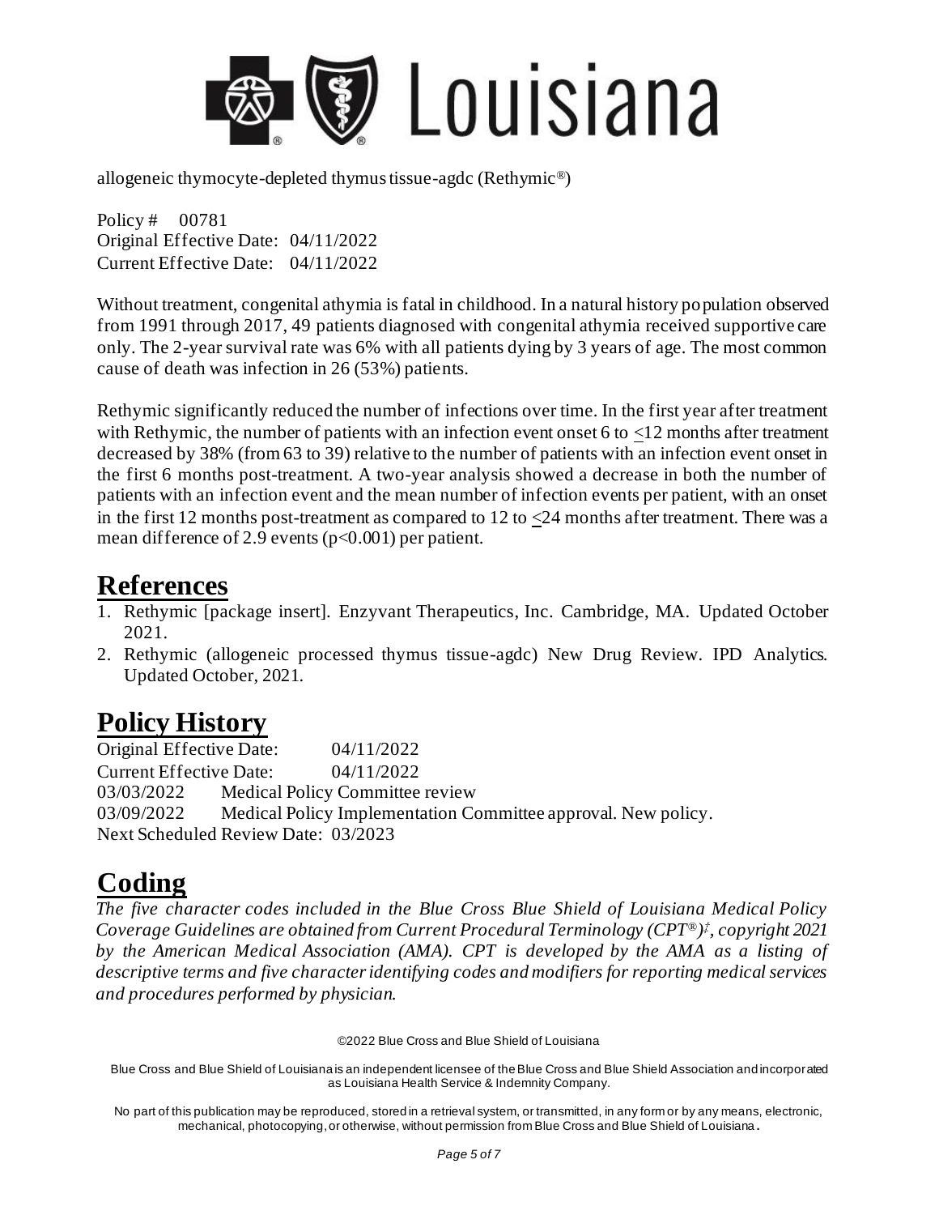Without treatment, congenital athymia is fatal in childhood. In a natural history population observed from 1991 through 2017, 49 patients diagnosed with congenital athymia received supportive care only. The 2-year survival rate was 6% with all patients dying by 3 years of age. The most common cause of death was infection in 26 (53%) patients.

Rethymic significantly reduced the number of infections over time. In the first year after treatment with Rethymic, the number of patients with an infection event onset 6 to $\leq$12 months after treatment decreased by 38% (from 63 to 39) relative to the number of patients with an infection event onset in the first 6 months post-treatment. A two-year analysis showed a decrease in both the number of patients with an infection event and the mean number of infection events per patient, with an onset in the first 12 months post-treatment as compared to 12 to $\leq$24 months after treatment. There was a mean difference of 2.9 events ($p<0.001$) per patient.

# References

1. Rethymic [package insert]. Enzyvant Therapeutics, Inc. Cambridge, MA. Updated October 2021.
2. Rethymic (allogeneic processed thymus tissue-agdc) New Drug Review. IPD Analytics. Updated October, 2021.

# Policy History

Original Effective Date: 04/11/2022
Current Effective Date: 04/11/2022
03/03/2022 Medical Policy Committee review
03/09/2022 Medical Policy Implementation Committee approval. New policy.
Next Scheduled Review Date: 03/2023

# Coding

*The five character codes included in the Blue Cross Blue Shield of Louisiana Medical Policy Coverage Guidelines are obtained from Current Procedural Terminology (CPT®)‡, copyright 2021 by the American Medical Association (AMA). CPT is developed by the AMA as a listing of descriptive terms and five character identifying codes and modifiers for reporting medical services and procedures performed by physician.*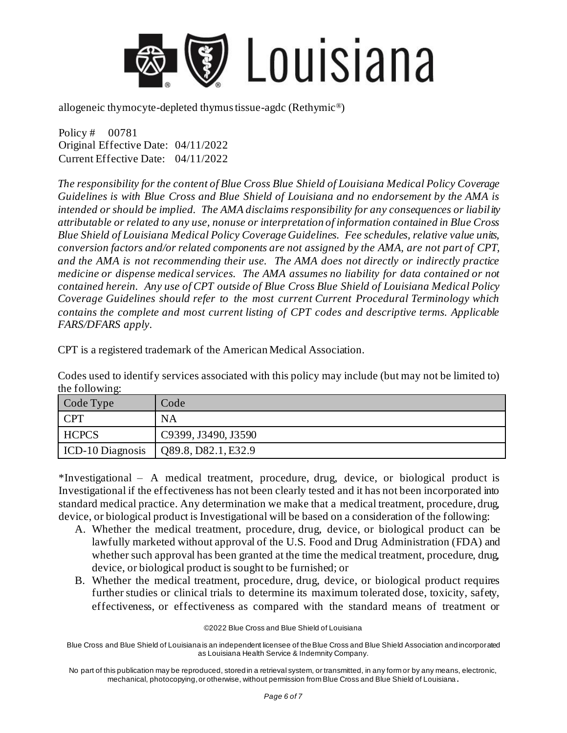allogeneic thymocyte-depleted thymus tissue-agdc (Rethymic®)

Policy # 00781
Original Effective Date: 04/11/2022
Current Effective Date: 04/11/2022

*The responsibility for the content of Blue Cross Blue Shield of Louisiana Medical Policy Coverage Guidelines is with Blue Cross and Blue Shield of Louisiana and no endorsement by the AMA is intended or should be implied. The AMA disclaims responsibility for any consequences or liability attributable or related to any use, nonuse or interpretation of information contained in Blue Cross Blue Shield of Louisiana Medical Policy Coverage Guidelines. Fee schedules, relative value units, conversion factors and/or related components are not assigned by the AMA, are not part of CPT, and the AMA is not recommending their use. The AMA does not directly or indirectly practice medicine or dispense medical services. The AMA assumes no liability for data contained or not contained herein. Any use of CPT outside of Blue Cross Blue Shield of Louisiana Medical Policy Coverage Guidelines should refer to the most current Current Procedural Terminology which contains the complete and most current listing of CPT codes and descriptive terms. Applicable FARS/DFARS apply.*

CPT is a registered trademark of the American Medical Association.

Codes used to identify services associated with this policy may include (but may not be limited to) the following:

| Code Type | Code |
|---|---|
| CPT | NA |
| HCPCS | C9399, J3490, J3590 |
| ICD-10 Diagnosis | Q89.8, D82.1, E32.9 |

*Investigational – A medical treatment, procedure, drug, device, or biological product is Investigational if the effectiveness has not been clearly tested and it has not been incorporated into standard medical practice. Any determination we make that a medical treatment, procedure, drug, device, or biological product is Investigational will be based on a consideration of the following:

A. Whether the medical treatment, procedure, drug, device, or biological product can be lawfully marketed without approval of the U.S. Food and Drug Administration (FDA) and whether such approval has been granted at the time the medical treatment, procedure, drug, device, or biological product is sought to be furnished; or
B. Whether the medical treatment, procedure, drug, device, or biological product requires further studies or clinical trials to determine its maximum tolerated dose, toxicity, safety, effectiveness, or effectiveness as compared with the standard means of treatment or

©2022 Blue Cross and Blue Shield of Louisiana

Blue Cross and Blue Shield of Louisiana is an independent licensee of the Blue Cross and Blue Shield Association and incorporated as Louisiana Health Service & Indemnity Company.

No part of this publication may be reproduced, stored in a retrieval system, or transmitted, in any form or by any means, electronic, mechanical, photocopying, or otherwise, without permission from Blue Cross and Blue Shield of Louisiana.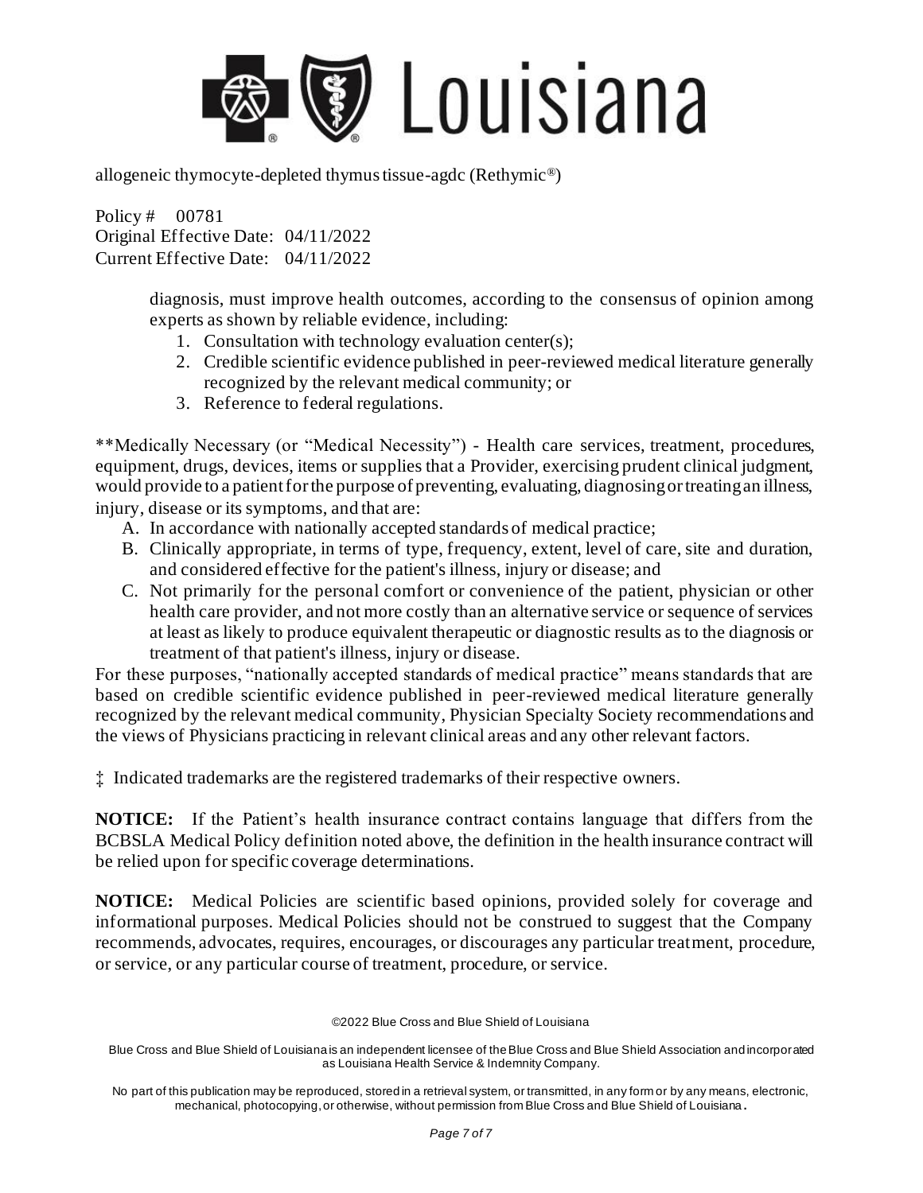diagnosis, must improve health outcomes, according to the consensus of opinion among experts as shown by reliable evidence, including:

1. Consultation with technology evaluation center(s);
2. Credible scientific evidence published in peer-reviewed medical literature generally recognized by the relevant medical community; or
3. Reference to federal regulations.

**Medically Necessary (or "Medical Necessity") - Health care services, treatment, procedures, equipment, drugs, devices, items or supplies that a Provider, exercising prudent clinical judgment, would provide to a patient for the purpose of preventing, evaluating, diagnosing or treating an illness, injury, disease or its symptoms, and that are:

A. In accordance with nationally accepted standards of medical practice;
B. Clinically appropriate, in terms of type, frequency, extent, level of care, site and duration, and considered effective for the patient's illness, injury or disease; and
C. Not primarily for the personal comfort or convenience of the patient, physician or other health care provider, and not more costly than an alternative service or sequence of services at least as likely to produce equivalent therapeutic or diagnostic results as to the diagnosis or treatment of that patient's illness, injury or disease.

For these purposes, "nationally accepted standards of medical practice" means standards that are based on credible scientific evidence published in peer-reviewed medical literature generally recognized by the relevant medical community, Physician Specialty Society recommendations and the views of Physicians practicing in relevant clinical areas and any other relevant factors.

‡ Indicated trademarks are the registered trademarks of their respective owners.

**NOTICE:** If the Patient's health insurance contract contains language that differs from the BCBSLA Medical Policy definition noted above, the definition in the health insurance contract will be relied upon for specific coverage determinations.

**NOTICE:** Medical Policies are scientific based opinions, provided solely for coverage and informational purposes. Medical Policies should not be construed to suggest that the Company recommends, advocates, requires, encourages, or discourages any particular treatment, procedure, or service, or any particular course of treatment, procedure, or service.